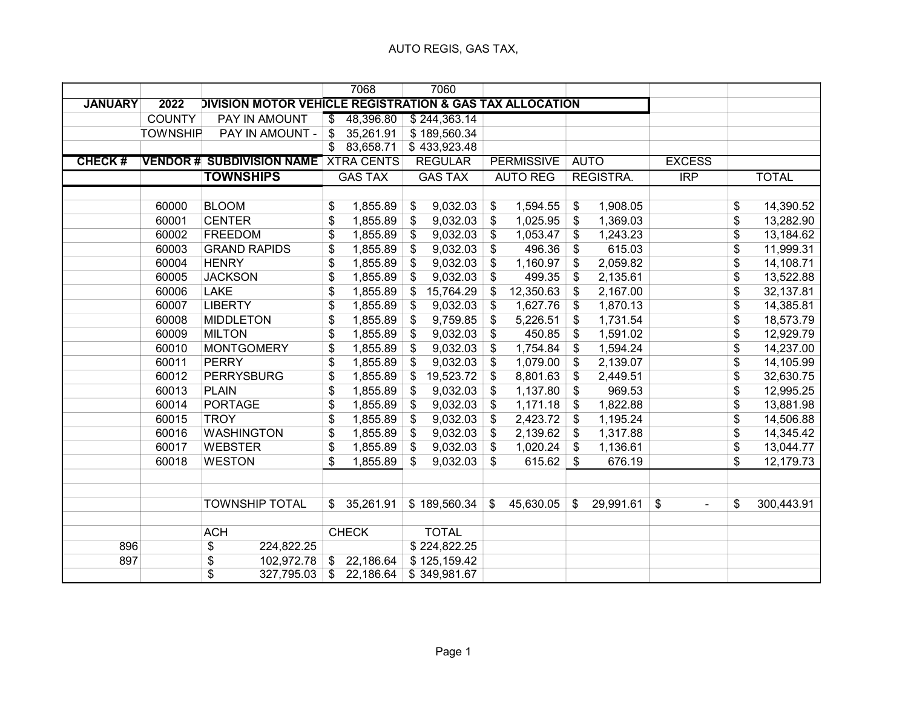# AUTO REGIS, GAS TAX,

| | | | 7068 | 7060 | | | | |
|---|---|---|---|---|---|---|---|---|
| JANUARY | 2022 | DIVISION MOTOR VEHICLE REGISTRATION & GAS TAX ALLOCATION | | | | | | |
| | COUNTY | PAY IN AMOUNT | $ 48,396.80 | $ 244,363.14 | | | | |
| | TOWNSHIP | PAY IN AMOUNT - | $ 35,261.91 | $ 189,560.34 | | | | |
| | | | $ 83,658.71 | $ 433,923.48 | | | | |
| CHECK # | VENDOR # | SUBDIVISION NAME | XTRA CENTS | REGULAR | PERMISSIVE | AUTO | EXCESS | |
| | | **TOWNSHIPS** | GAS TAX | GAS TAX | AUTO REG | REGISTRA. | IRP | TOTAL |
| | 60000 | BLOOM | $ 1,855.89 | $ 9,032.03 | $ 1,594.55 | $ 1,908.05 | | $ 14,390.52 |
| | 60001 | CENTER | $ 1,855.89 | $ 9,032.03 | $ 1,025.95 | $ 1,369.03 | | $ 13,282.90 |
| | 60002 | FREEDOM | $ 1,855.89 | $ 9,032.03 | $ 1,053.47 | $ 1,243.23 | | $ 13,184.62 |
| | 60003 | GRAND RAPIDS | $ 1,855.89 | $ 9,032.03 | $ 496.36 | $ 615.03 | | $ 11,999.31 |
| | 60004 | HENRY | $ 1,855.89 | $ 9,032.03 | $ 1,160.97 | $ 2,059.82 | | $ 14,108.71 |
| | 60005 | JACKSON | $ 1,855.89 | $ 9,032.03 | $ 499.35 | $ 2,135.61 | | $ 13,522.88 |
| | 60006 | LAKE | $ 1,855.89 | $ 15,764.29 | $ 12,350.63 | $ 2,167.00 | | $ 32,137.81 |
| | 60007 | LIBERTY | $ 1,855.89 | $ 9,032.03 | $ 1,627.76 | $ 1,870.13 | | $ 14,385.81 |
| | 60008 | MIDDLETON | $ 1,855.89 | $ 9,759.85 | $ 5,226.51 | $ 1,731.54 | | $ 18,573.79 |
| | 60009 | MILTON | $ 1,855.89 | $ 9,032.03 | $ 450.85 | $ 1,591.02 | | $ 12,929.79 |
| | 60010 | MONTGOMERY | $ 1,855.89 | $ 9,032.03 | $ 1,754.84 | $ 1,594.24 | | $ 14,237.00 |
| | 60011 | PERRY | $ 1,855.89 | $ 9,032.03 | $ 1,079.00 | $ 2,139.07 | | $ 14,105.99 |
| | 60012 | PERRYSBURG | $ 1,855.89 | $ 19,523.72 | $ 8,801.63 | $ 2,449.51 | | $ 32,630.75 |
| | 60013 | PLAIN | $ 1,855.89 | $ 9,032.03 | $ 1,137.80 | $ 969.53 | | $ 12,995.25 |
| | 60014 | PORTAGE | $ 1,855.89 | $ 9,032.03 | $ 1,171.18 | $ 1,822.88 | | $ 13,881.98 |
| | 60015 | TROY | $ 1,855.89 | $ 9,032.03 | $ 2,423.72 | $ 1,195.24 | | $ 14,506.88 |
| | 60016 | WASHINGTON | $ 1,855.89 | $ 9,032.03 | $ 2,139.62 | $ 1,317.88 | | $ 14,345.42 |
| | 60017 | WEBSTER | $ 1,855.89 | $ 9,032.03 | $ 1,020.24 | $ 1,136.61 | | $ 13,044.77 |
| | 60018 | WESTON | $ 1,855.89 | $ 9,032.03 | $ 615.62 | $ 676.19 | | $ 12,179.73 |
| | | TOWNSHIP TOTAL | $ 35,261.91 | $ 189,560.34 | $ 45,630.05 | $ 29,991.61 | $ - | $ 300,443.91 |
| | | ACH | CHECK | TOTAL | | | | |
| 896 | | $ 224,822.25 | | $ 224,822.25 | | | | |
| 897 | | $ 102,972.78 | $ 22,186.64 | $ 125,159.42 | | | | |
| | | $ 327,795.03 | $ 22,186.64 | $ 349,981.67 | | | | |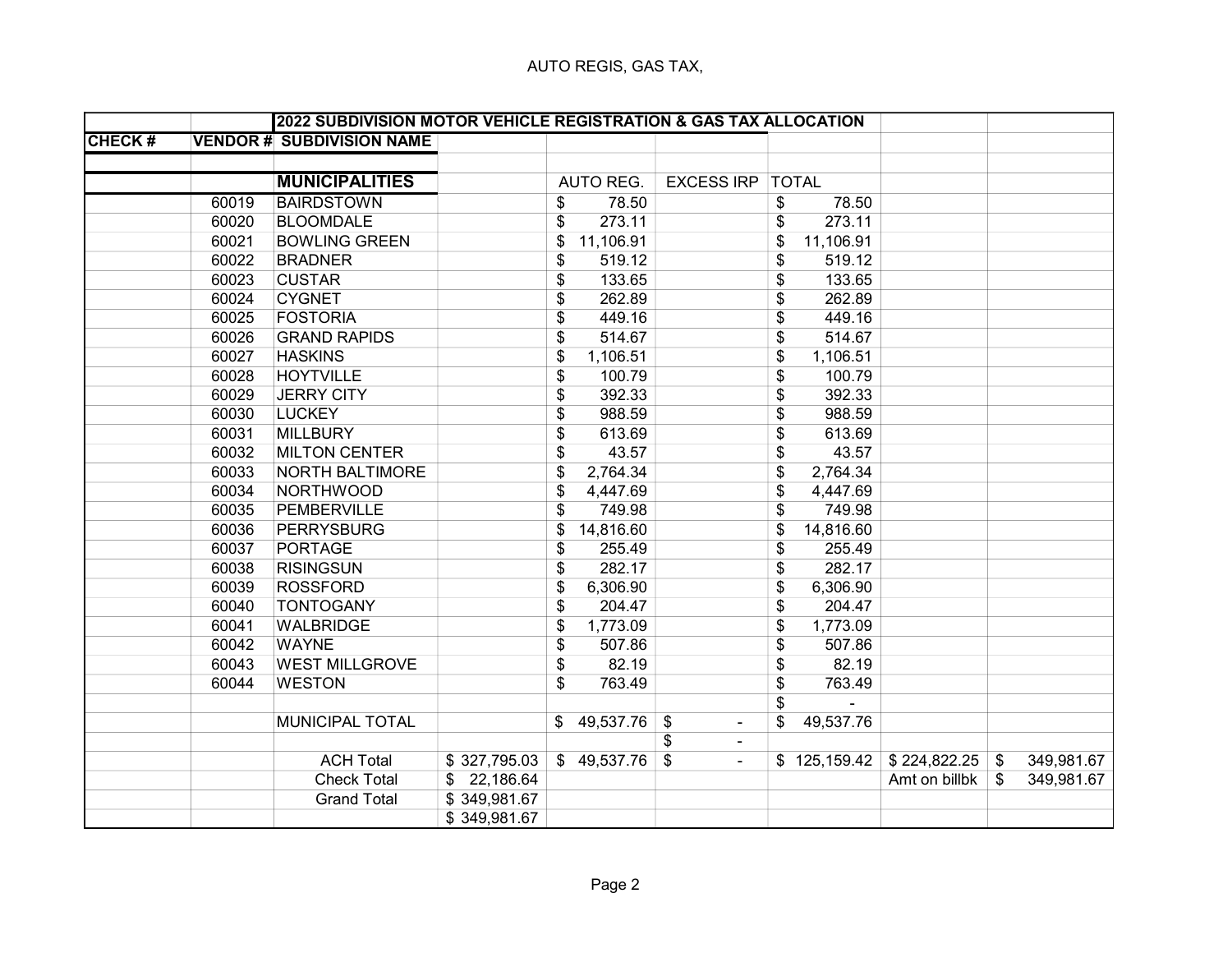AUTO REGIS, GAS TAX,

| | | 2022 SUBDIVISION MOTOR VEHICLE REGISTRATION & GAS TAX ALLOCATION | | | | | | |
|---|---|---|---|---|---|---|---|---|
| CHECK # | VENDOR # | SUBDIVISION NAME | | | | | | |
| | | | | | | | | |
| | | **MUNICIPALITIES** | | AUTO REG. | EXCESS IRP | TOTAL | | |
| | 60019 | BAIRDSTOWN | | $ 78.50 | | $ 78.50 | | |
| | 60020 | BLOOMDALE | | $ 273.11 | | $ 273.11 | | |
| | 60021 | BOWLING GREEN | | $ 11,106.91 | | $ 11,106.91 | | |
| | 60022 | BRADNER | | $ 519.12 | | $ 519.12 | | |
| | 60023 | CUSTAR | | $ 133.65 | | $ 133.65 | | |
| | 60024 | CYGNET | | $ 262.89 | | $ 262.89 | | |
| | 60025 | FOSTORIA | | $ 449.16 | | $ 449.16 | | |
| | 60026 | GRAND RAPIDS | | $ 514.67 | | $ 514.67 | | |
| | 60027 | HASKINS | | $ 1,106.51 | | $ 1,106.51 | | |
| | 60028 | HOYTVILLE | | $ 100.79 | | $ 100.79 | | |
| | 60029 | JERRY CITY | | $ 392.33 | | $ 392.33 | | |
| | 60030 | LUCKEY | | $ 988.59 | | $ 988.59 | | |
| | 60031 | MILLBURY | | $ 613.69 | | $ 613.69 | | |
| | 60032 | MILTON CENTER | | $ 43.57 | | $ 43.57 | | |
| | 60033 | NORTH BALTIMORE | | $ 2,764.34 | | $ 2,764.34 | | |
| | 60034 | NORTHWOOD | | $ 4,447.69 | | $ 4,447.69 | | |
| | 60035 | PEMBERVILLE | | $ 749.98 | | $ 749.98 | | |
| | 60036 | PERRYSBURG | | $ 14,816.60 | | $ 14,816.60 | | |
| | 60037 | PORTAGE | | $ 255.49 | | $ 255.49 | | |
| | 60038 | RISINGSUN | | $ 282.17 | | $ 282.17 | | |
| | 60039 | ROSSFORD | | $ 6,306.90 | | $ 6,306.90 | | |
| | 60040 | TONTOGANY | | $ 204.47 | | $ 204.47 | | |
| | 60041 | WALBRIDGE | | $ 1,773.09 | | $ 1,773.09 | | |
| | 60042 | WAYNE | | $ 507.86 | | $ 507.86 | | |
| | 60043 | WEST MILLGROVE | | $ 82.19 | | $ 82.19 | | |
| | 60044 | WESTON | | $ 763.49 | | $ 763.49 | | |
| | | | | | | $ - | | |
| | | MUNICIPAL TOTAL | | $ 49,537.76 | $ - | $ 49,537.76 | | |
| | | | | | $ - | | | |
| | | ACH Total | $ 327,795.03 | $ 49,537.76 | $ - | $ 125,159.42 | $ 224,822.25 | $ 349,981.67 |
| | | Check Total | $ 22,186.64 | | | | Amt on billbk | $ 349,981.67 |
| | | Grand Total | $ 349,981.67 | | | | | |
| | | | $ 349,981.67 | | | | | |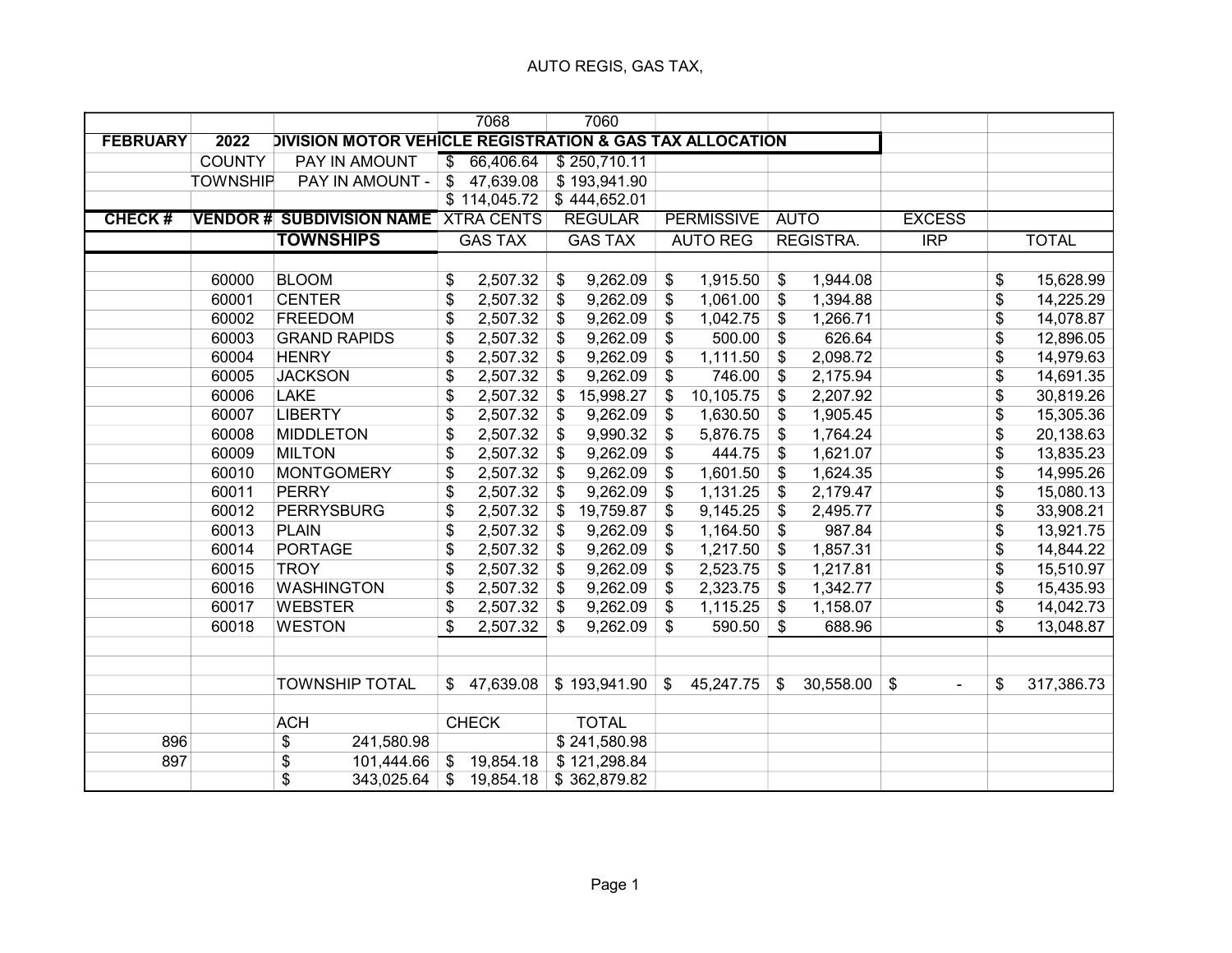AUTO REGIS, GAS TAX,

| | | | 7068 | 7060 | | | | |
|---|---|---|---|---|---|---|---|---|
| FEBRUARY | 2022 | DIVISION MOTOR VEHICLE REGISTRATION & GAS TAX ALLOCATION | | | | | | |
| | COUNTY | PAY IN AMOUNT | $ 66,406.64 | $ 250,710.11 | | | | |
| | TOWNSHIP | PAY IN AMOUNT - | $ 47,639.08 | $ 193,941.90 | | | | |
| | | | $ 114,045.72 | $ 444,652.01 | | | | |
| CHECK # | VENDOR # | SUBDIVISION NAME | XTRA CENTS | REGULAR | PERMISSIVE | AUTO | EXCESS | |
| | | TOWNSHIPS | GAS TAX | GAS TAX | AUTO REG | REGISTRA. | IRP | TOTAL |
| | 60000 | BLOOM | $ 2,507.32 | $ 9,262.09 | $ 1,915.50 | $ 1,944.08 | | $ 15,628.99 |
| | 60001 | CENTER | $ 2,507.32 | $ 9,262.09 | $ 1,061.00 | $ 1,394.88 | | $ 14,225.29 |
| | 60002 | FREEDOM | $ 2,507.32 | $ 9,262.09 | $ 1,042.75 | $ 1,266.71 | | $ 14,078.87 |
| | 60003 | GRAND RAPIDS | $ 2,507.32 | $ 9,262.09 | $ 500.00 | $ 626.64 | | $ 12,896.05 |
| | 60004 | HENRY | $ 2,507.32 | $ 9,262.09 | $ 1,111.50 | $ 2,098.72 | | $ 14,979.63 |
| | 60005 | JACKSON | $ 2,507.32 | $ 9,262.09 | $ 746.00 | $ 2,175.94 | | $ 14,691.35 |
| | 60006 | LAKE | $ 2,507.32 | $ 15,998.27 | $ 10,105.75 | $ 2,207.92 | | $ 30,819.26 |
| | 60007 | LIBERTY | $ 2,507.32 | $ 9,262.09 | $ 1,630.50 | $ 1,905.45 | | $ 15,305.36 |
| | 60008 | MIDDLETON | $ 2,507.32 | $ 9,990.32 | $ 5,876.75 | $ 1,764.24 | | $ 20,138.63 |
| | 60009 | MILTON | $ 2,507.32 | $ 9,262.09 | $ 444.75 | $ 1,621.07 | | $ 13,835.23 |
| | 60010 | MONTGOMERY | $ 2,507.32 | $ 9,262.09 | $ 1,601.50 | $ 1,624.35 | | $ 14,995.26 |
| | 60011 | PERRY | $ 2,507.32 | $ 9,262.09 | $ 1,131.25 | $ 2,179.47 | | $ 15,080.13 |
| | 60012 | PERRYSBURG | $ 2,507.32 | $ 19,759.87 | $ 9,145.25 | $ 2,495.77 | | $ 33,908.21 |
| | 60013 | PLAIN | $ 2,507.32 | $ 9,262.09 | $ 1,164.50 | $ 987.84 | | $ 13,921.75 |
| | 60014 | PORTAGE | $ 2,507.32 | $ 9,262.09 | $ 1,217.50 | $ 1,857.31 | | $ 14,844.22 |
| | 60015 | TROY | $ 2,507.32 | $ 9,262.09 | $ 2,523.75 | $ 1,217.81 | | $ 15,510.97 |
| | 60016 | WASHINGTON | $ 2,507.32 | $ 9,262.09 | $ 2,323.75 | $ 1,342.77 | | $ 15,435.93 |
| | 60017 | WEBSTER | $ 2,507.32 | $ 9,262.09 | $ 1,115.25 | $ 1,158.07 | | $ 14,042.73 |
| | 60018 | WESTON | $ 2,507.32 | $ 9,262.09 | $ 590.50 | $ 688.96 | | $ 13,048.87 |
| | | TOWNSHIP TOTAL | $ 47,639.08 | $ 193,941.90 | $ 45,247.75 | $ 30,558.00 | $ - | $ 317,386.73 |
| | | ACH | CHECK | TOTAL | | | | |
| 896 | | $ 241,580.98 | | $ 241,580.98 | | | | |
| 897 | | $ 101,444.66 | $ 19,854.18 | $ 121,298.84 | | | | |
| | | $ 343,025.64 | $ 19,854.18 | $ 362,879.82 | | | | |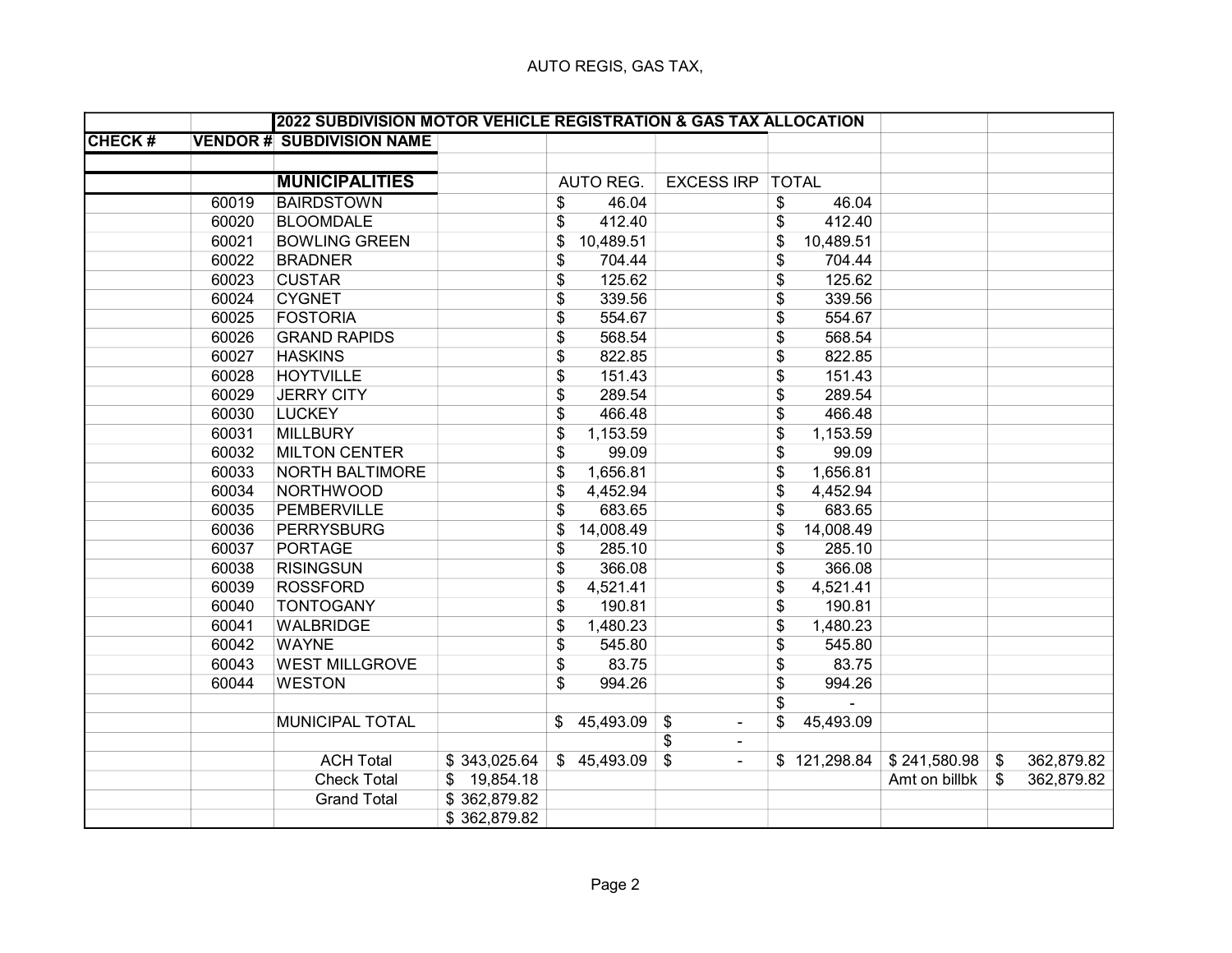AUTO REGIS, GAS TAX,

| | | 2022 SUBDIVISION MOTOR VEHICLE REGISTRATION & GAS TAX ALLOCATION | | | | | | |
|---|---|---|---|---|---|---|---|---|
| CHECK # | VENDOR # | SUBDIVISION NAME | | | | | | |
| | | | | | | | | |
| | | **MUNICIPALITIES** | | AUTO REG. | EXCESS IRP | TOTAL | | |
| | 60019 | BAIRDSTOWN | | $ 46.04 | | $ 46.04 | | |
| | 60020 | BLOOMDALE | | $ 412.40 | | $ 412.40 | | |
| | 60021 | BOWLING GREEN | | $ 10,489.51 | | $ 10,489.51 | | |
| | 60022 | BRADNER | | $ 704.44 | | $ 704.44 | | |
| | 60023 | CUSTAR | | $ 125.62 | | $ 125.62 | | |
| | 60024 | CYGNET | | $ 339.56 | | $ 339.56 | | |
| | 60025 | FOSTORIA | | $ 554.67 | | $ 554.67 | | |
| | 60026 | GRAND RAPIDS | | $ 568.54 | | $ 568.54 | | |
| | 60027 | HASKINS | | $ 822.85 | | $ 822.85 | | |
| | 60028 | HOYTVILLE | | $ 151.43 | | $ 151.43 | | |
| | 60029 | JERRY CITY | | $ 289.54 | | $ 289.54 | | |
| | 60030 | LUCKEY | | $ 466.48 | | $ 466.48 | | |
| | 60031 | MILLBURY | | $ 1,153.59 | | $ 1,153.59 | | |
| | 60032 | MILTON CENTER | | $ 99.09 | | $ 99.09 | | |
| | 60033 | NORTH BALTIMORE | | $ 1,656.81 | | $ 1,656.81 | | |
| | 60034 | NORTHWOOD | | $ 4,452.94 | | $ 4,452.94 | | |
| | 60035 | PEMBERVILLE | | $ 683.65 | | $ 683.65 | | |
| | 60036 | PERRYSBURG | | $ 14,008.49 | | $ 14,008.49 | | |
| | 60037 | PORTAGE | | $ 285.10 | | $ 285.10 | | |
| | 60038 | RISINGSUN | | $ 366.08 | | $ 366.08 | | |
| | 60039 | ROSSFORD | | $ 4,521.41 | | $ 4,521.41 | | |
| | 60040 | TONTOGANY | | $ 190.81 | | $ 190.81 | | |
| | 60041 | WALBRIDGE | | $ 1,480.23 | | $ 1,480.23 | | |
| | 60042 | WAYNE | | $ 545.80 | | $ 545.80 | | |
| | 60043 | WEST MILLGROVE | | $ 83.75 | | $ 83.75 | | |
| | 60044 | WESTON | | $ 994.26 | | $ 994.26 | | |
| | | | | | | $ - | | |
| | | MUNICIPAL TOTAL | | $ 45,493.09 | $ - | $ 45,493.09 | | |
| | | | | | $ - | | | |
| | | ACH Total | $ 343,025.64 | $ 45,493.09 | $ - | $ 121,298.84 | $ 241,580.98 | $ 362,879.82 |
| | | Check Total | $ 19,854.18 | | | | Amt on billbk | $ 362,879.82 |
| | | Grand Total | $ 362,879.82 | | | | | |
| | | | $ 362,879.82 | | | | | |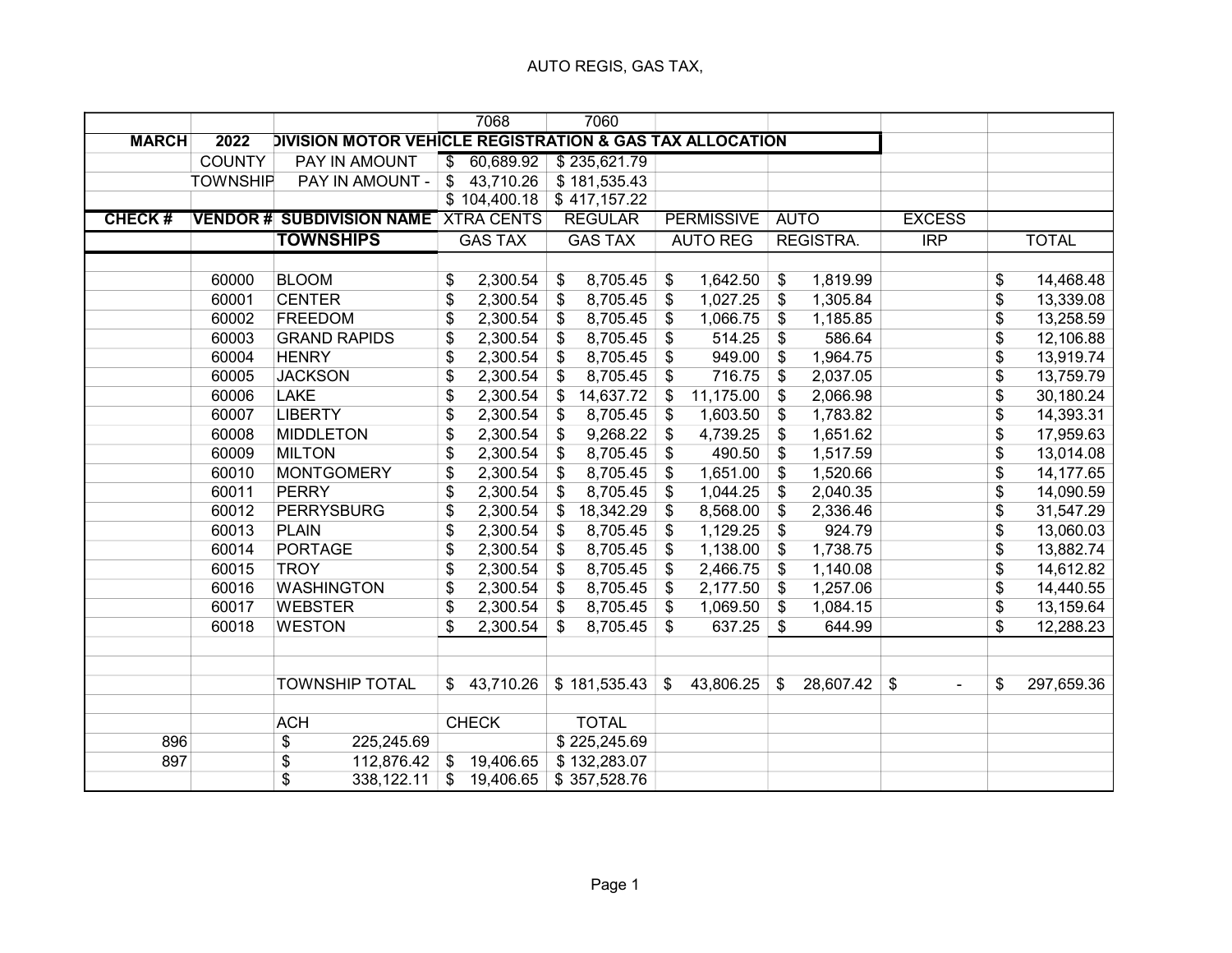AUTO REGIS, GAS TAX,

| | | | 7068 | 7060 | | | | |
|---|---|---|---|---|---|---|---|---|
| MARCH | 2022 | DIVISION MOTOR VEHICLE REGISTRATION & GAS TAX ALLOCATION | | | | | | |
| | COUNTY | PAY IN AMOUNT | $ 60,689.92 | $ 235,621.79 | | | | |
| | TOWNSHIP | PAY IN AMOUNT - | $ 43,710.26 | $ 181,535.43 | | | | |
| | | | $ 104,400.18 | $ 417,157.22 | | | | |
| CHECK # | VENDOR # | SUBDIVISION NAME | XTRA CENTS | REGULAR | PERMISSIVE | AUTO | EXCESS | |
| | | **TOWNSHIPS** | GAS TAX | GAS TAX | AUTO REG | REGISTRA. | IRP | TOTAL |
| | 60000 | BLOOM | $ 2,300.54 | $ 8,705.45 | $ 1,642.50 | $ 1,819.99 | | $ 14,468.48 |
| | 60001 | CENTER | $ 2,300.54 | $ 8,705.45 | $ 1,027.25 | $ 1,305.84 | | $ 13,339.08 |
| | 60002 | FREEDOM | $ 2,300.54 | $ 8,705.45 | $ 1,066.75 | $ 1,185.85 | | $ 13,258.59 |
| | 60003 | GRAND RAPIDS | $ 2,300.54 | $ 8,705.45 | $ 514.25 | $ 586.64 | | $ 12,106.88 |
| | 60004 | HENRY | $ 2,300.54 | $ 8,705.45 | $ 949.00 | $ 1,964.75 | | $ 13,919.74 |
| | 60005 | JACKSON | $ 2,300.54 | $ 8,705.45 | $ 716.75 | $ 2,037.05 | | $ 13,759.79 |
| | 60006 | LAKE | $ 2,300.54 | $ 14,637.72 | $ 11,175.00 | $ 2,066.98 | | $ 30,180.24 |
| | 60007 | LIBERTY | $ 2,300.54 | $ 8,705.45 | $ 1,603.50 | $ 1,783.82 | | $ 14,393.31 |
| | 60008 | MIDDLETON | $ 2,300.54 | $ 9,268.22 | $ 4,739.25 | $ 1,651.62 | | $ 17,959.63 |
| | 60009 | MILTON | $ 2,300.54 | $ 8,705.45 | $ 490.50 | $ 1,517.59 | | $ 13,014.08 |
| | 60010 | MONTGOMERY | $ 2,300.54 | $ 8,705.45 | $ 1,651.00 | $ 1,520.66 | | $ 14,177.65 |
| | 60011 | PERRY | $ 2,300.54 | $ 8,705.45 | $ 1,044.25 | $ 2,040.35 | | $ 14,090.59 |
| | 60012 | PERRYSBURG | $ 2,300.54 | $ 18,342.29 | $ 8,568.00 | $ 2,336.46 | | $ 31,547.29 |
| | 60013 | PLAIN | $ 2,300.54 | $ 8,705.45 | $ 1,129.25 | $ 924.79 | | $ 13,060.03 |
| | 60014 | PORTAGE | $ 2,300.54 | $ 8,705.45 | $ 1,138.00 | $ 1,738.75 | | $ 13,882.74 |
| | 60015 | TROY | $ 2,300.54 | $ 8,705.45 | $ 2,466.75 | $ 1,140.08 | | $ 14,612.82 |
| | 60016 | WASHINGTON | $ 2,300.54 | $ 8,705.45 | $ 2,177.50 | $ 1,257.06 | | $ 14,440.55 |
| | 60017 | WEBSTER | $ 2,300.54 | $ 8,705.45 | $ 1,069.50 | $ 1,084.15 | | $ 13,159.64 |
| | 60018 | WESTON | $ 2,300.54 | $ 8,705.45 | $ 637.25 | $ 644.99 | | $ 12,288.23 |
| | | TOWNSHIP TOTAL | $ 43,710.26 | $ 181,535.43 | $ 43,806.25 | $ 28,607.42 | $ - | $ 297,659.36 |
| | | ACH | CHECK | TOTAL | | | | |
| 896 | | $ 225,245.69 | | $ 225,245.69 | | | | |
| 897 | | $ 112,876.42 | $ 19,406.65 | $ 132,283.07 | | | | |
| | | $ 338,122.11 | $ 19,406.65 | $ 357,528.76 | | | | |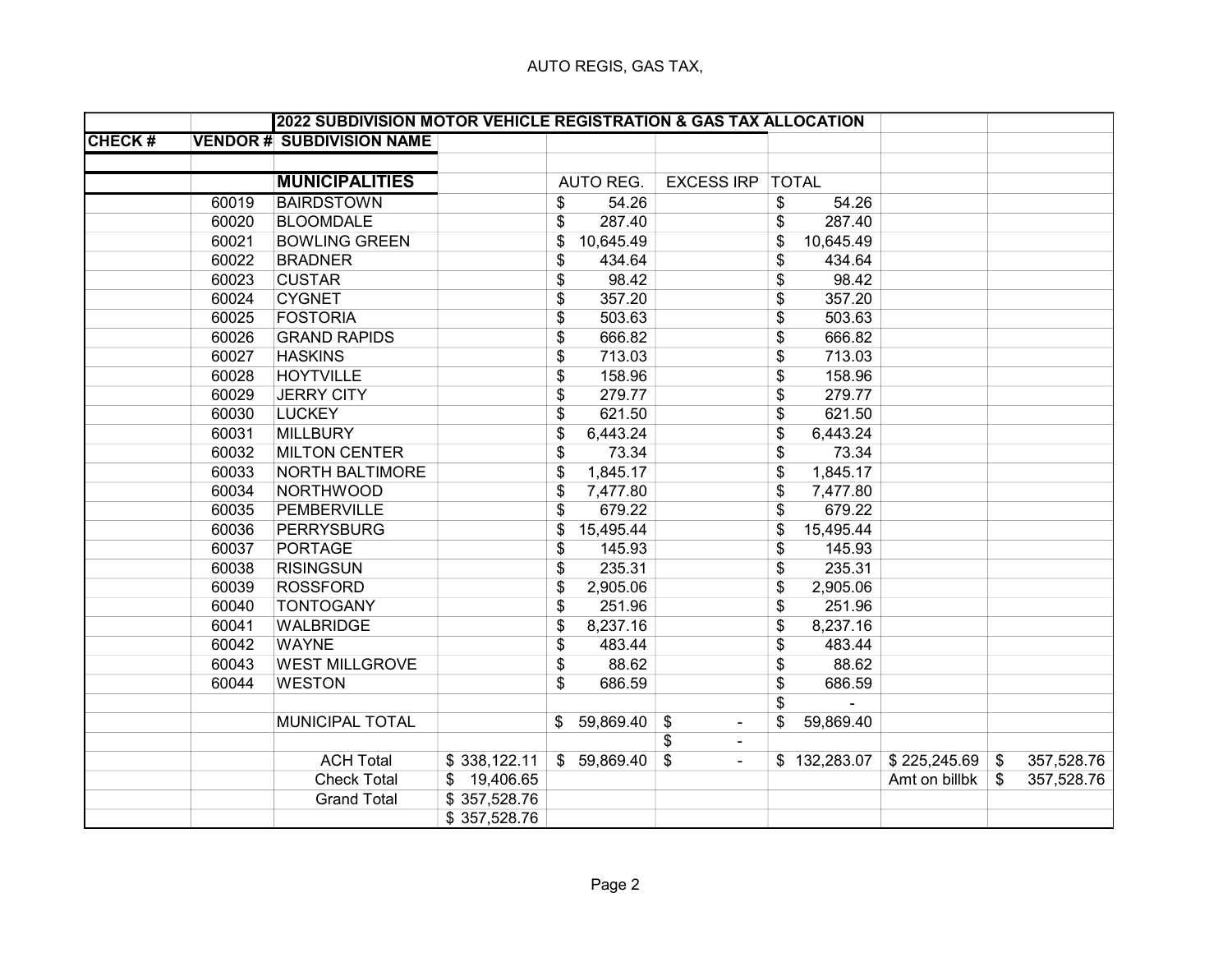AUTO REGIS, GAS TAX,

| | | 2022 SUBDIVISION MOTOR VEHICLE REGISTRATION & GAS TAX ALLOCATION | | | | | | |
|---|---|---|---|---|---|---|---|---|
| CHECK # | VENDOR # | SUBDIVISION NAME | | | | | | |
| | | | | | | | | |
| | | **MUNICIPALITIES** | | AUTO REG. | EXCESS IRP | TOTAL | | |
| | 60019 | BAIRDSTOWN | | $ 54.26 | | $ 54.26 | | |
| | 60020 | BLOOMDALE | | $ 287.40 | | $ 287.40 | | |
| | 60021 | BOWLING GREEN | | $ 10,645.49 | | $ 10,645.49 | | |
| | 60022 | BRADNER | | $ 434.64 | | $ 434.64 | | |
| | 60023 | CUSTAR | | $ 98.42 | | $ 98.42 | | |
| | 60024 | CYGNET | | $ 357.20 | | $ 357.20 | | |
| | 60025 | FOSTORIA | | $ 503.63 | | $ 503.63 | | |
| | 60026 | GRAND RAPIDS | | $ 666.82 | | $ 666.82 | | |
| | 60027 | HASKINS | | $ 713.03 | | $ 713.03 | | |
| | 60028 | HOYTVILLE | | $ 158.96 | | $ 158.96 | | |
| | 60029 | JERRY CITY | | $ 279.77 | | $ 279.77 | | |
| | 60030 | LUCKEY | | $ 621.50 | | $ 621.50 | | |
| | 60031 | MILLBURY | | $ 6,443.24 | | $ 6,443.24 | | |
| | 60032 | MILTON CENTER | | $ 73.34 | | $ 73.34 | | |
| | 60033 | NORTH BALTIMORE | | $ 1,845.17 | | $ 1,845.17 | | |
| | 60034 | NORTHWOOD | | $ 7,477.80 | | $ 7,477.80 | | |
| | 60035 | PEMBERVILLE | | $ 679.22 | | $ 679.22 | | |
| | 60036 | PERRYSBURG | | $ 15,495.44 | | $ 15,495.44 | | |
| | 60037 | PORTAGE | | $ 145.93 | | $ 145.93 | | |
| | 60038 | RISINGSUN | | $ 235.31 | | $ 235.31 | | |
| | 60039 | ROSSFORD | | $ 2,905.06 | | $ 2,905.06 | | |
| | 60040 | TONTOGANY | | $ 251.96 | | $ 251.96 | | |
| | 60041 | WALBRIDGE | | $ 8,237.16 | | $ 8,237.16 | | |
| | 60042 | WAYNE | | $ 483.44 | | $ 483.44 | | |
| | 60043 | WEST MILLGROVE | | $ 88.62 | | $ 88.62 | | |
| | 60044 | WESTON | | $ 686.59 | | $ 686.59 | | |
| | | | | | | $ - | | |
| | | MUNICIPAL TOTAL | | $ 59,869.40 | $ - | $ 59,869.40 | | |
| | | | | | $ - | | | |
| | | ACH Total | $ 338,122.11 | $ 59,869.40 | $ - | $ 132,283.07 | $ 225,245.69 | $ 357,528.76 |
| | | Check Total | $ 19,406.65 | | | | Amt on billbk | $ 357,528.76 |
| | | Grand Total | $ 357,528.76 | | | | | |
| | | | $ 357,528.76 | | | | | |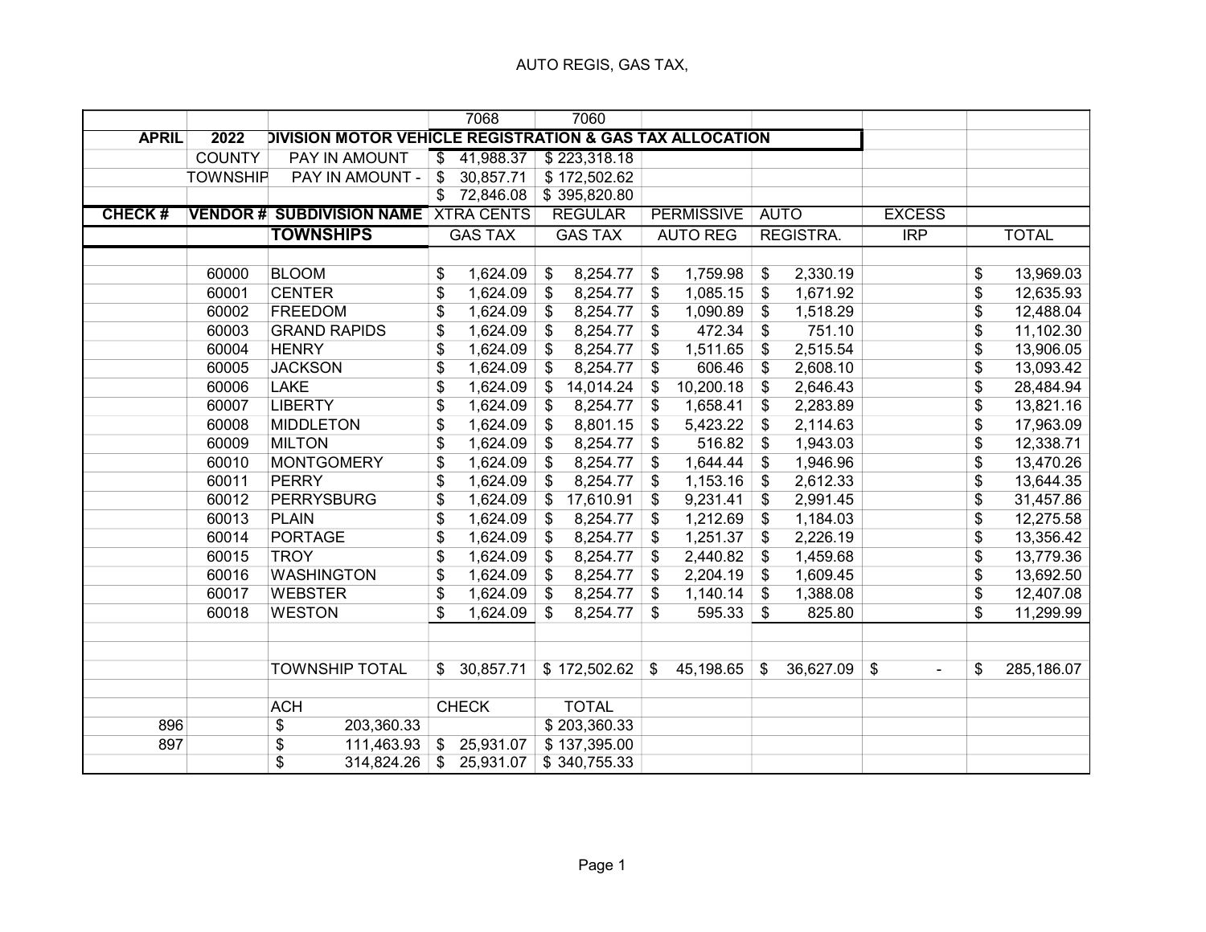AUTO REGIS, GAS TAX,

| | | | 7068 | 7060 | | | | |
|---|---|---|---|---|---|---|---|---|
| **APRIL** | **2022** | **DIVISION MOTOR VEHICLE REGISTRATION & GAS TAX ALLOCATION** | | | | | | |
| | COUNTY | PAY IN AMOUNT | $ 41,988.37 | $ 223,318.18 | | | | |
| | TOWNSHIP | PAY IN AMOUNT - | $ 30,857.71 | $ 172,502.62 | | | | |
| | | | $ 72,846.08 | $ 395,820.80 | | | | |
| **CHECK #** | **VENDOR #** | **SUBDIVISION NAME** | XTRA CENTS | REGULAR | PERMISSIVE | AUTO | EXCESS | |
| | | **TOWNSHIPS** | GAS TAX | GAS TAX | AUTO REG | REGISTRA. | IRP | TOTAL |
| | 60000 | BLOOM | $ 1,624.09 | $ 8,254.77 | $ 1,759.98 | $ 2,330.19 | | $ 13,969.03 |
| | 60001 | CENTER | $ 1,624.09 | $ 8,254.77 | $ 1,085.15 | $ 1,671.92 | | $ 12,635.93 |
| | 60002 | FREEDOM | $ 1,624.09 | $ 8,254.77 | $ 1,090.89 | $ 1,518.29 | | $ 12,488.04 |
| | 60003 | GRAND RAPIDS | $ 1,624.09 | $ 8,254.77 | $ 472.34 | $ 751.10 | | $ 11,102.30 |
| | 60004 | HENRY | $ 1,624.09 | $ 8,254.77 | $ 1,511.65 | $ 2,515.54 | | $ 13,906.05 |
| | 60005 | JACKSON | $ 1,624.09 | $ 8,254.77 | $ 606.46 | $ 2,608.10 | | $ 13,093.42 |
| | 60006 | LAKE | $ 1,624.09 | $ 14,014.24 | $ 10,200.18 | $ 2,646.43 | | $ 28,484.94 |
| | 60007 | LIBERTY | $ 1,624.09 | $ 8,254.77 | $ 1,658.41 | $ 2,283.89 | | $ 13,821.16 |
| | 60008 | MIDDLETON | $ 1,624.09 | $ 8,801.15 | $ 5,423.22 | $ 2,114.63 | | $ 17,963.09 |
| | 60009 | MILTON | $ 1,624.09 | $ 8,254.77 | $ 516.82 | $ 1,943.03 | | $ 12,338.71 |
| | 60010 | MONTGOMERY | $ 1,624.09 | $ 8,254.77 | $ 1,644.44 | $ 1,946.96 | | $ 13,470.26 |
| | 60011 | PERRY | $ 1,624.09 | $ 8,254.77 | $ 1,153.16 | $ 2,612.33 | | $ 13,644.35 |
| | 60012 | PERRYSBURG | $ 1,624.09 | $ 17,610.91 | $ 9,231.41 | $ 2,991.45 | | $ 31,457.86 |
| | 60013 | PLAIN | $ 1,624.09 | $ 8,254.77 | $ 1,212.69 | $ 1,184.03 | | $ 12,275.58 |
| | 60014 | PORTAGE | $ 1,624.09 | $ 8,254.77 | $ 1,251.37 | $ 2,226.19 | | $ 13,356.42 |
| | 60015 | TROY | $ 1,624.09 | $ 8,254.77 | $ 2,440.82 | $ 1,459.68 | | $ 13,779.36 |
| | 60016 | WASHINGTON | $ 1,624.09 | $ 8,254.77 | $ 2,204.19 | $ 1,609.45 | | $ 13,692.50 |
| | 60017 | WEBSTER | $ 1,624.09 | $ 8,254.77 | $ 1,140.14 | $ 1,388.08 | | $ 12,407.08 |
| | 60018 | WESTON | $ 1,624.09 | $ 8,254.77 | $ 595.33 | $ 825.80 | | $ 11,299.99 |
| | | TOWNSHIP TOTAL | $ 30,857.71 | $ 172,502.62 | $ 45,198.65 | $ 36,627.09 | $ - | $ 285,186.07 |
| | | ACH | CHECK | TOTAL | | | | |
| 896 | | $ 203,360.33 | | $ 203,360.33 | | | | |
| 897 | | $ 111,463.93 | $ 25,931.07 | $ 137,395.00 | | | | |
| | | $ 314,824.26 | $ 25,931.07 | $ 340,755.33 | | | | |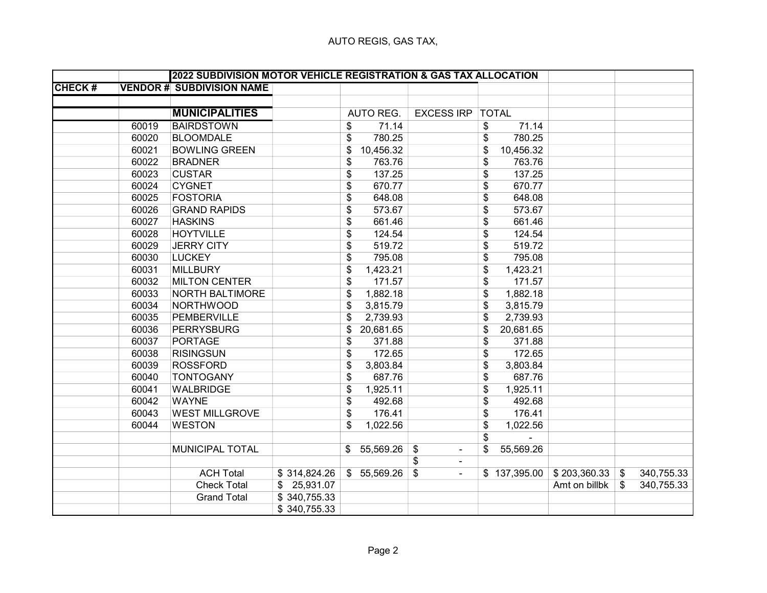AUTO REGIS, GAS TAX,

| | | 2022 SUBDIVISION MOTOR VEHICLE REGISTRATION & GAS TAX ALLOCATION | | | | | | |
|---|---|---|---|---|---|---|---|---|
| CHECK # | VENDOR # | SUBDIVISION NAME | | | | | | |
| | | | | | | | | |
| | | **MUNICIPALITIES** | | AUTO REG. | EXCESS IRP | TOTAL | | |
| | 60019 | BAIRDSTOWN | | $ 71.14 | | $ 71.14 | | |
| | 60020 | BLOOMDALE | | $ 780.25 | | $ 780.25 | | |
| | 60021 | BOWLING GREEN | | $ 10,456.32 | | $ 10,456.32 | | |
| | 60022 | BRADNER | | $ 763.76 | | $ 763.76 | | |
| | 60023 | CUSTAR | | $ 137.25 | | $ 137.25 | | |
| | 60024 | CYGNET | | $ 670.77 | | $ 670.77 | | |
| | 60025 | FOSTORIA | | $ 648.08 | | $ 648.08 | | |
| | 60026 | GRAND RAPIDS | | $ 573.67 | | $ 573.67 | | |
| | 60027 | HASKINS | | $ 661.46 | | $ 661.46 | | |
| | 60028 | HOYTVILLE | | $ 124.54 | | $ 124.54 | | |
| | 60029 | JERRY CITY | | $ 519.72 | | $ 519.72 | | |
| | 60030 | LUCKEY | | $ 795.08 | | $ 795.08 | | |
| | 60031 | MILLBURY | | $ 1,423.21 | | $ 1,423.21 | | |
| | 60032 | MILTON CENTER | | $ 171.57 | | $ 171.57 | | |
| | 60033 | NORTH BALTIMORE | | $ 1,882.18 | | $ 1,882.18 | | |
| | 60034 | NORTHWOOD | | $ 3,815.79 | | $ 3,815.79 | | |
| | 60035 | PEMBERVILLE | | $ 2,739.93 | | $ 2,739.93 | | |
| | 60036 | PERRYSBURG | | $ 20,681.65 | | $ 20,681.65 | | |
| | 60037 | PORTAGE | | $ 371.88 | | $ 371.88 | | |
| | 60038 | RISINGSUN | | $ 172.65 | | $ 172.65 | | |
| | 60039 | ROSSFORD | | $ 3,803.84 | | $ 3,803.84 | | |
| | 60040 | TONTOGANY | | $ 687.76 | | $ 687.76 | | |
| | 60041 | WALBRIDGE | | $ 1,925.11 | | $ 1,925.11 | | |
| | 60042 | WAYNE | | $ 492.68 | | $ 492.68 | | |
| | 60043 | WEST MILLGROVE | | $ 176.41 | | $ 176.41 | | |
| | 60044 | WESTON | | $ 1,022.56 | | $ 1,022.56 | | |
| | | | | | | $ - | | |
| | | MUNICIPAL TOTAL | | $ 55,569.26 | $ - | $ 55,569.26 | | |
| | | | | | $ - | | | |
| | | ACH Total | $ 314,824.26 | $ 55,569.26 | $ - | $ 137,395.00 | $ 203,360.33 | $ 340,755.33 |
| | | Check Total | $ 25,931.07 | | | | Amt on billbk | $ 340,755.33 |
| | | Grand Total | $ 340,755.33 | | | | | |
| | | | $ 340,755.33 | | | | | |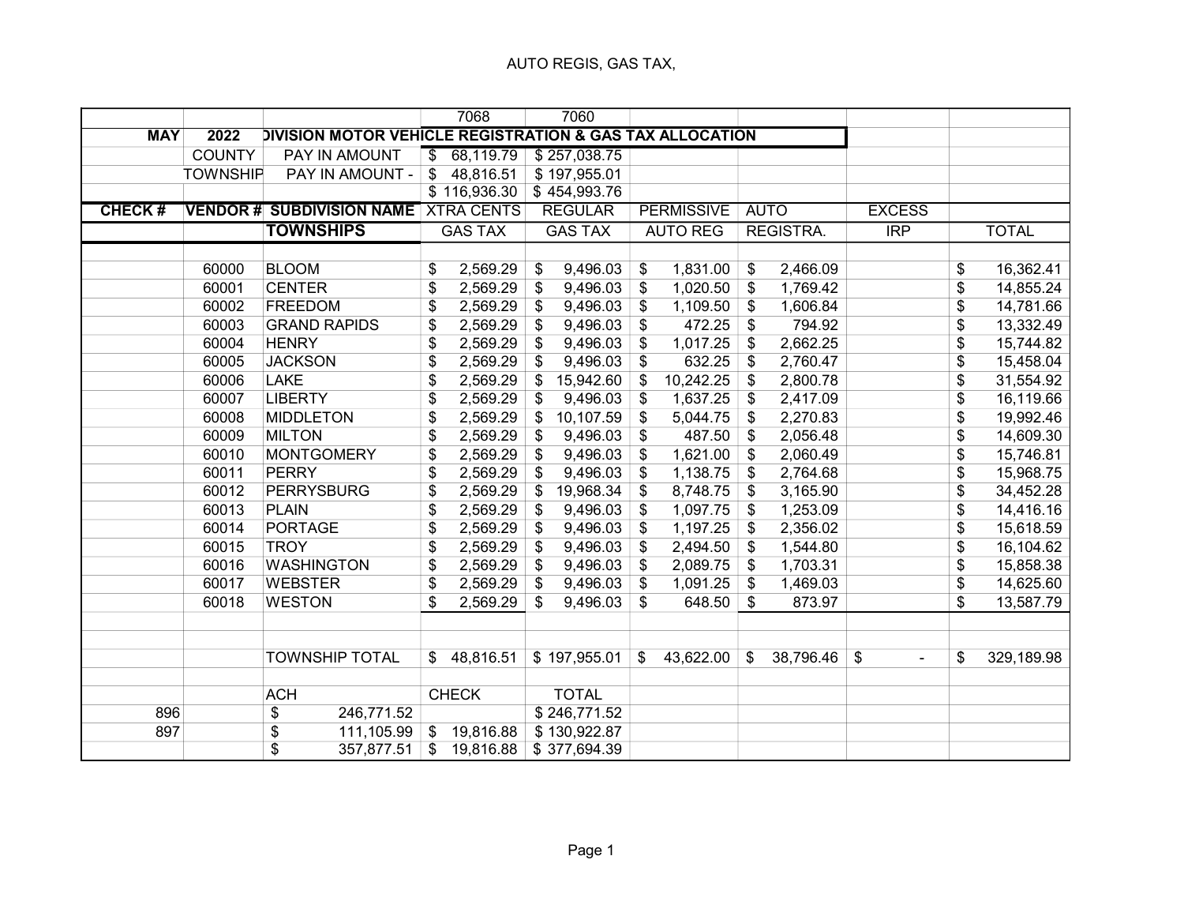AUTO REGIS, GAS TAX,

| | | | 7068 | 7060 | | | | |
|---|---|---|---|---|---|---|---|---|
| **MAY** | **2022** | **DIVISION MOTOR VEHICLE REGISTRATION & GAS TAX ALLOCATION** | | | | | | |
| | COUNTY | PAY IN AMOUNT | $ 68,119.79 | $ 257,038.75 | | | | |
| | TOWNSHIP | PAY IN AMOUNT - | $ 48,816.51 | $ 197,955.01 | | | | |
| | | | $ 116,936.30 | $ 454,993.76 | | | | |
| **CHECK #** | **VENDOR #** | **SUBDIVISION NAME** | XTRA CENTS | REGULAR | PERMISSIVE | AUTO | EXCESS | |
| | | **TOWNSHIPS** | GAS TAX | GAS TAX | AUTO REG | REGISTRA. | IRP | TOTAL |
| | 60000 | BLOOM | $ 2,569.29 | $ 9,496.03 | $ 1,831.00 | $ 2,466.09 | | $ 16,362.41 |
| | 60001 | CENTER | $ 2,569.29 | $ 9,496.03 | $ 1,020.50 | $ 1,769.42 | | $ 14,855.24 |
| | 60002 | FREEDOM | $ 2,569.29 | $ 9,496.03 | $ 1,109.50 | $ 1,606.84 | | $ 14,781.66 |
| | 60003 | GRAND RAPIDS | $ 2,569.29 | $ 9,496.03 | $ 472.25 | $ 794.92 | | $ 13,332.49 |
| | 60004 | HENRY | $ 2,569.29 | $ 9,496.03 | $ 1,017.25 | $ 2,662.25 | | $ 15,744.82 |
| | 60005 | JACKSON | $ 2,569.29 | $ 9,496.03 | $ 632.25 | $ 2,760.47 | | $ 15,458.04 |
| | 60006 | LAKE | $ 2,569.29 | $ 15,942.60 | $ 10,242.25 | $ 2,800.78 | | $ 31,554.92 |
| | 60007 | LIBERTY | $ 2,569.29 | $ 9,496.03 | $ 1,637.25 | $ 2,417.09 | | $ 16,119.66 |
| | 60008 | MIDDLETON | $ 2,569.29 | $ 10,107.59 | $ 5,044.75 | $ 2,270.83 | | $ 19,992.46 |
| | 60009 | MILTON | $ 2,569.29 | $ 9,496.03 | $ 487.50 | $ 2,056.48 | | $ 14,609.30 |
| | 60010 | MONTGOMERY | $ 2,569.29 | $ 9,496.03 | $ 1,621.00 | $ 2,060.49 | | $ 15,746.81 |
| | 60011 | PERRY | $ 2,569.29 | $ 9,496.03 | $ 1,138.75 | $ 2,764.68 | | $ 15,968.75 |
| | 60012 | PERRYSBURG | $ 2,569.29 | $ 19,968.34 | $ 8,748.75 | $ 3,165.90 | | $ 34,452.28 |
| | 60013 | PLAIN | $ 2,569.29 | $ 9,496.03 | $ 1,097.75 | $ 1,253.09 | | $ 14,416.16 |
| | 60014 | PORTAGE | $ 2,569.29 | $ 9,496.03 | $ 1,197.25 | $ 2,356.02 | | $ 15,618.59 |
| | 60015 | TROY | $ 2,569.29 | $ 9,496.03 | $ 2,494.50 | $ 1,544.80 | | $ 16,104.62 |
| | 60016 | WASHINGTON | $ 2,569.29 | $ 9,496.03 | $ 2,089.75 | $ 1,703.31 | | $ 15,858.38 |
| | 60017 | WEBSTER | $ 2,569.29 | $ 9,496.03 | $ 1,091.25 | $ 1,469.03 | | $ 14,625.60 |
| | 60018 | WESTON | $ 2,569.29 | $ 9,496.03 | $ 648.50 | $ 873.97 | | $ 13,587.79 |
| | | TOWNSHIP TOTAL | $ 48,816.51 | $ 197,955.01 | $ 43,622.00 | $ 38,796.46 | $ - | $ 329,189.98 |
| | | ACH | CHECK | TOTAL | | | | |
| 896 | | $ 246,771.52 | | $ 246,771.52 | | | | |
| 897 | | $ 111,105.99 | $ 19,816.88 | $ 130,922.87 | | | | |
| | | $ 357,877.51 | $ 19,816.88 | $ 377,694.39 | | | | |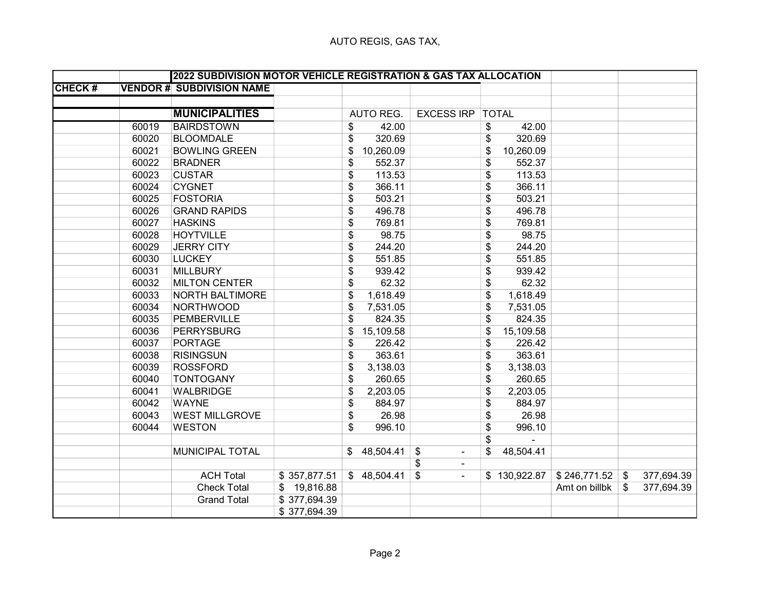| CHECK # | VENDOR # | SUBDIVISION NAME | | | | | | |
|---|---|---|---|---|---|---|---|---|
| | | **2022 SUBDIVISION MOTOR VEHICLE REGISTRATION & GAS TAX ALLOCATION** | | | | | | |
| | | **MUNICIPALITIES** | | AUTO REG. | EXCESS IRP | TOTAL | | |
| | 60019 | BAIRDSTOWN | | $ 42.00 | | $ 42.00 | | |
| | 60020 | BLOOMDALE | | $ 320.69 | | $ 320.69 | | |
| | 60021 | BOWLING GREEN | | $ 10,260.09 | | $ 10,260.09 | | |
| | 60022 | BRADNER | | $ 552.37 | | $ 552.37 | | |
| | 60023 | CUSTAR | | $ 113.53 | | $ 113.53 | | |
| | 60024 | CYGNET | | $ 366.11 | | $ 366.11 | | |
| | 60025 | FOSTORIA | | $ 503.21 | | $ 503.21 | | |
| | 60026 | GRAND RAPIDS | | $ 496.78 | | $ 496.78 | | |
| | 60027 | HASKINS | | $ 769.81 | | $ 769.81 | | |
| | 60028 | HOYTVILLE | | $ 98.75 | | $ 98.75 | | |
| | 60029 | JERRY CITY | | $ 244.20 | | $ 244.20 | | |
| | 60030 | LUCKEY | | $ 551.85 | | $ 551.85 | | |
| | 60031 | MILLBURY | | $ 939.42 | | $ 939.42 | | |
| | 60032 | MILTON CENTER | | $ 62.32 | | $ 62.32 | | |
| | 60033 | NORTH BALTIMORE | | $ 1,618.49 | | $ 1,618.49 | | |
| | 60034 | NORTHWOOD | | $ 7,531.05 | | $ 7,531.05 | | |
| | 60035 | PEMBERVILLE | | $ 824.35 | | $ 824.35 | | |
| | 60036 | PERRYSBURG | | $ 15,109.58 | | $ 15,109.58 | | |
| | 60037 | PORTAGE | | $ 226.42 | | $ 226.42 | | |
| | 60038 | RISINGSUN | | $ 363.61 | | $ 363.61 | | |
| | 60039 | ROSSFORD | | $ 3,138.03 | | $ 3,138.03 | | |
| | 60040 | TONTOGANY | | $ 260.65 | | $ 260.65 | | |
| | 60041 | WALBRIDGE | | $ 2,203.05 | | $ 2,203.05 | | |
| | 60042 | WAYNE | | $ 884.97 | | $ 884.97 | | |
| | 60043 | WEST MILLGROVE | | $ 26.98 | | $ 26.98 | | |
| | 60044 | WESTON | | $ 996.10 | | $ 996.10 | | |
| | | | | | | $ - | | |
| | | MUNICIPAL TOTAL | | $ 48,504.41 | $ - | $ 48,504.41 | | |
| | | | | | $ - | | | |
| | | ACH Total | $ 357,877.51 | $ 48,504.41 | $ - | $ 130,922.87 | $ 246,771.52 | $ 377,694.39 |
| | | Check Total | $ 19,816.88 | | | | Amt on billbk | $ 377,694.39 |
| | | Grand Total | $ 377,694.39 | | | | | |
| | | | $ 377,694.39 | | | | | |